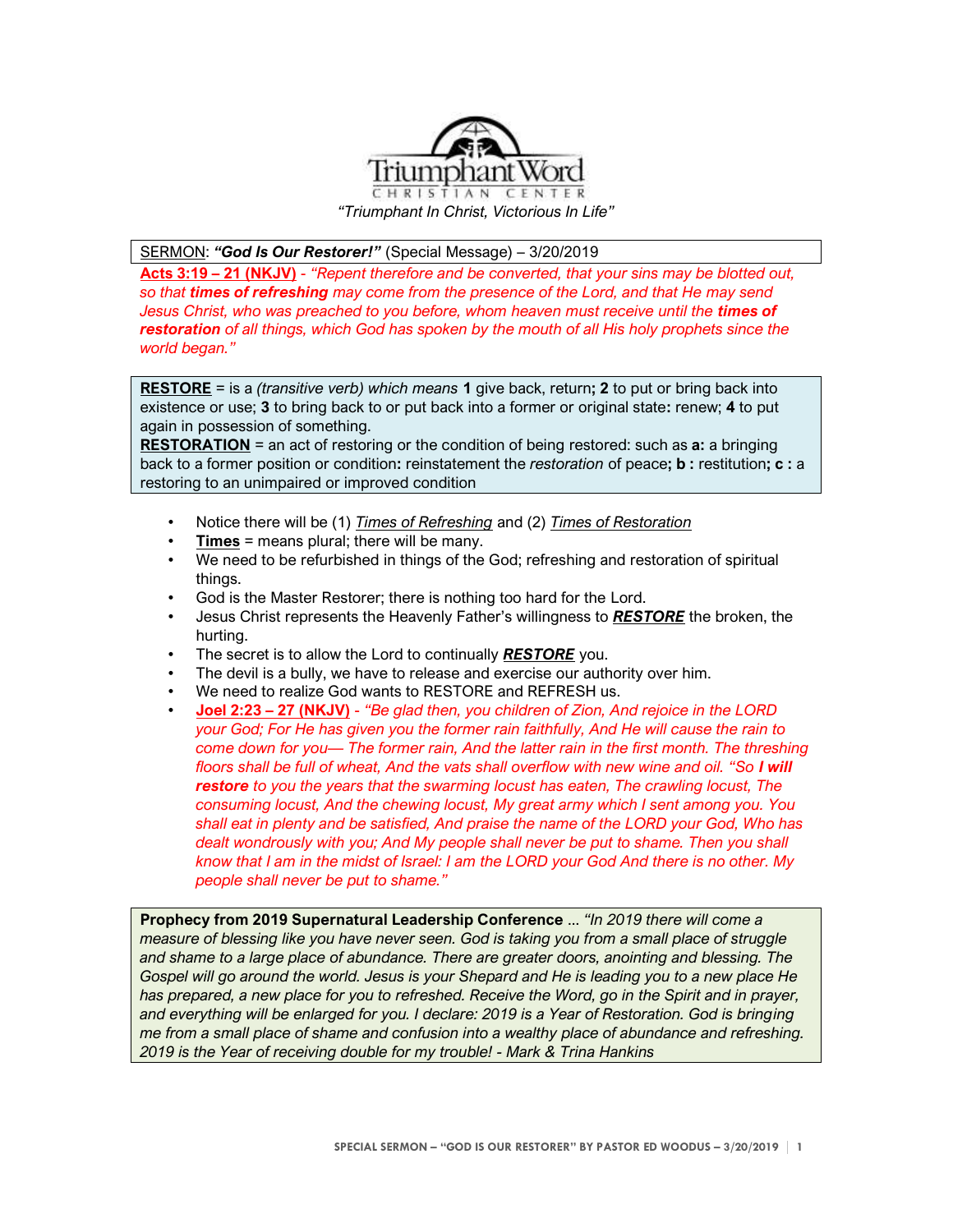# Triumphant Word

CHRISTIAN CENTER

*"Triumphant In Christ, Victorious In Life"*

SERMON: ***"God Is Our Restorer!"*** (Special Message) – 3/20/2019

**Acts 3:19 – 21 (NKJV)** - *"Repent therefore and be converted, that your sins may be blotted out, so that **times of refreshing** may come from the presence of the Lord, and that He may send Jesus Christ, who was preached to you before, whom heaven must receive until the **times of restoration** of all things, which God has spoken by the mouth of all His holy prophets since the world began."*

**RESTORE** = is a *(transitive verb) which means* **1** give back, return**;** **2** to put or bring back into existence or use; **3** to bring back to or put back into a former or original state**:** renew; **4** to put again in possession of something.
**RESTORATION** = an act of restoring or the condition of being restored: such as **a:** a bringing back to a former position or condition**:** reinstatement the *restoration* of peace**; b :** restitution**; c :** a restoring to an unimpaired or improved condition

- Notice there will be (1) *Times of Refreshing* and (2) *Times of Restoration*
- **Times** = means plural; there will be many.
- We need to be refurbished in things of the God; refreshing and restoration of spiritual things.
- God is the Master Restorer; there is nothing too hard for the Lord.
- Jesus Christ represents the Heavenly Father's willingness to ***RESTORE*** the broken, the hurting.
- The secret is to allow the Lord to continually ***RESTORE*** you.
- The devil is a bully, we have to release and exercise our authority over him.
- We need to realize God wants to RESTORE and REFRESH us.
- **Joel 2:23 – 27 (NKJV)** - *"Be glad then, you children of Zion, And rejoice in the LORD your God; For He has given you the former rain faithfully, And He will cause the rain to come down for you— The former rain, And the latter rain in the first month. The threshing floors shall be full of wheat, And the vats shall overflow with new wine and oil. "So **I will restore** to you the years that the swarming locust has eaten, The crawling locust, The consuming locust, And the chewing locust, My great army which I sent among you. You shall eat in plenty and be satisfied, And praise the name of the LORD your God, Who has dealt wondrously with you; And My people shall never be put to shame. Then you shall know that I am in the midst of Israel: I am the LORD your God And there is no other. My people shall never be put to shame."*

**Prophecy from 2019 Supernatural Leadership Conference** … *"In 2019 there will come a measure of blessing like you have never seen. God is taking you from a small place of struggle and shame to a large place of abundance. There are greater doors, anointing and blessing. The Gospel will go around the world. Jesus is your Shepard and He is leading you to a new place He has prepared, a new place for you to refreshed. Receive the Word, go in the Spirit and in prayer, and everything will be enlarged for you. I declare: 2019 is a Year of Restoration. God is bringing me from a small place of shame and confusion into a wealthy place of abundance and refreshing. 2019 is the Year of receiving double for my trouble! - Mark & Trina Hankins*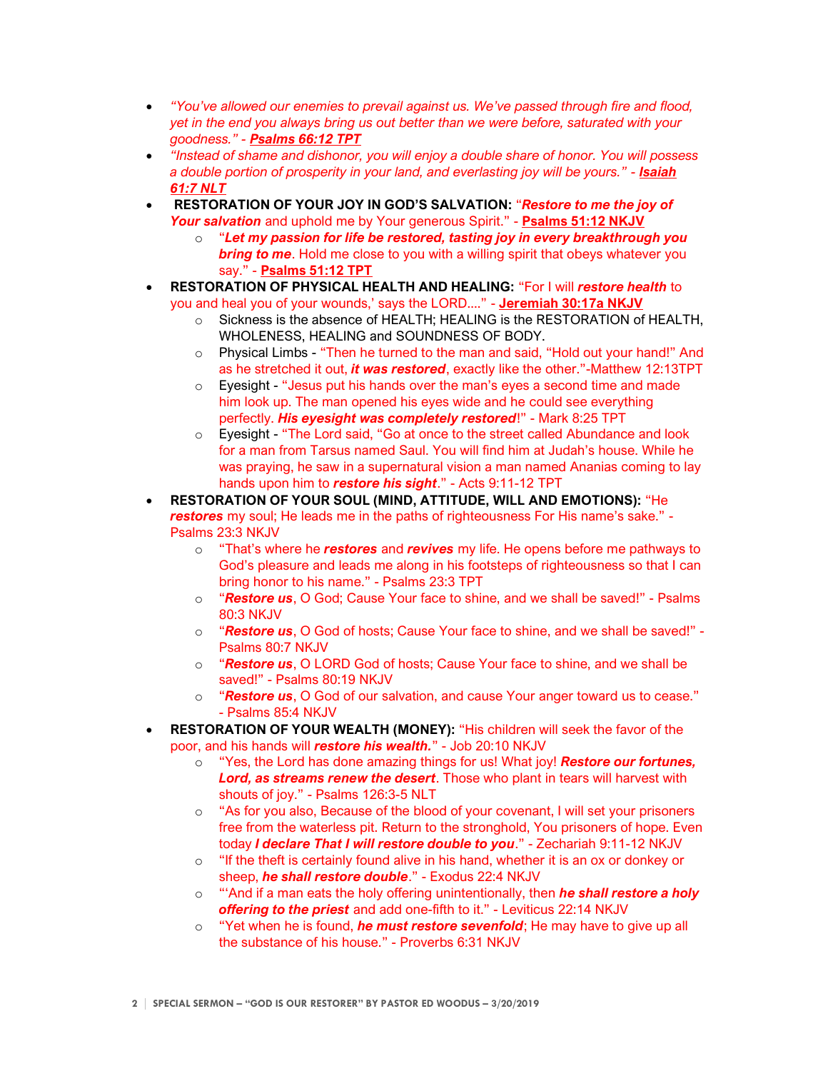- *"You've allowed our enemies to prevail against us. We've passed through fire and flood, yet in the end you always bring us out better than we were before, saturated with your goodness." - **Psalms 66:12 TPT***
- *"Instead of shame and dishonor, you will enjoy a double share of honor. You will possess a double portion of prosperity in your land, and everlasting joy will be yours." - **Isaiah 61:7 NLT***
- **RESTORATION OF YOUR JOY IN GOD'S SALVATION:** "***Restore to me the joy of Your salvation*** and uphold me by Your generous Spirit." - **Psalms 51:12 NKJV**
  - "***Let my passion for life be restored, tasting joy in every breakthrough you bring to me***. Hold me close to you with a willing spirit that obeys whatever you say." - **Psalms 51:12 TPT**
- **RESTORATION OF PHYSICAL HEALTH AND HEALING:** "For I will ***restore health*** to you and heal you of your wounds,' says the LORD...." - **Jeremiah 30:17a NKJV**
  - Sickness is the absence of HEALTH; HEALING is the RESTORATION of HEALTH, WHOLENESS, HEALING and SOUNDNESS OF BODY.
  - Physical Limbs - "Then he turned to the man and said, "Hold out your hand!" And as he stretched it out, ***it was restored***, exactly like the other."-Matthew 12:13TPT
  - Eyesight - "Jesus put his hands over the man's eyes a second time and made him look up. The man opened his eyes wide and he could see everything perfectly. ***His eyesight was completely restored***!" - Mark 8:25 TPT
  - Eyesight - "The Lord said, "Go at once to the street called Abundance and look for a man from Tarsus named Saul. You will find him at Judah's house. While he was praying, he saw in a supernatural vision a man named Ananias coming to lay hands upon him to ***restore his sight***." - Acts 9:11-12 TPT
- **RESTORATION OF YOUR SOUL (MIND, ATTITUDE, WILL AND EMOTIONS):** "He ***restores*** my soul; He leads me in the paths of righteousness For His name's sake." - Psalms 23:3 NKJV
  - "That's where he ***restores*** and ***revives*** my life. He opens before me pathways to God's pleasure and leads me along in his footsteps of righteousness so that I can bring honor to his name." - Psalms 23:3 TPT
  - "***Restore us***, O God; Cause Your face to shine, and we shall be saved!" - Psalms 80:3 NKJV
  - "***Restore us***, O God of hosts; Cause Your face to shine, and we shall be saved!" - Psalms 80:7 NKJV
  - "***Restore us***, O LORD God of hosts; Cause Your face to shine, and we shall be saved!" - Psalms 80:19 NKJV
  - "***Restore us***, O God of our salvation, and cause Your anger toward us to cease." - Psalms 85:4 NKJV
- **RESTORATION OF YOUR WEALTH (MONEY):** "His children will seek the favor of the poor, and his hands will ***restore his wealth.***" - Job 20:10 NKJV
  - "Yes, the Lord has done amazing things for us! What joy! ***Restore our fortunes, Lord, as streams renew the desert***. Those who plant in tears will harvest with shouts of joy." - Psalms 126:3-5 NLT
  - "As for you also, Because of the blood of your covenant, I will set your prisoners free from the waterless pit. Return to the stronghold, You prisoners of hope. Even today ***I declare That I will restore double to you***." - Zechariah 9:11-12 NKJV
  - "If the theft is certainly found alive in his hand, whether it is an ox or donkey or sheep, ***he shall restore double***." - Exodus 22:4 NKJV
  - "'And if a man eats the holy offering unintentionally, then ***he shall restore a holy offering to the priest*** and add one-fifth to it." - Leviticus 22:14 NKJV
  - "Yet when he is found, ***he must restore sevenfold***; He may have to give up all the substance of his house." - Proverbs 6:31 NKJV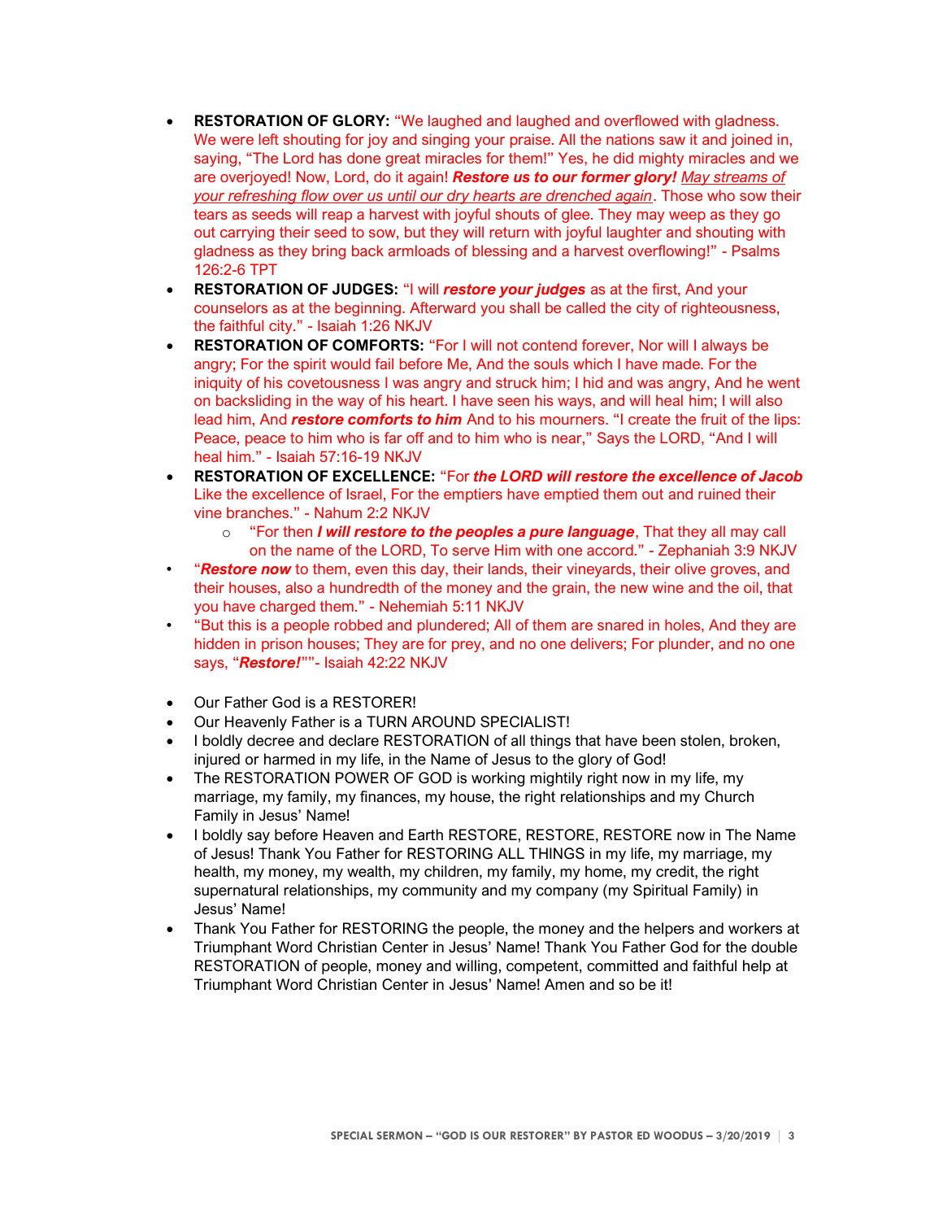- **RESTORATION OF GLORY:** "We laughed and laughed and overflowed with gladness. We were left shouting for joy and singing your praise. All the nations saw it and joined in, saying, "The Lord has done great miracles for them!" Yes, he did mighty miracles and we are overjoyed! Now, Lord, do it again! ***Restore us to our former glory!*** <u>*May streams of your refreshing flow over us until our dry hearts are drenched again*</u>. Those who sow their tears as seeds will reap a harvest with joyful shouts of glee. They may weep as they go out carrying their seed to sow, but they will return with joyful laughter and shouting with gladness as they bring back armloads of blessing and a harvest overflowing!" - Psalms 126:2-6 TPT
- **RESTORATION OF JUDGES:** "I will ***restore your judges*** as at the first, And your counselors as at the beginning. Afterward you shall be called the city of righteousness, the faithful city." - Isaiah 1:26 NKJV
- **RESTORATION OF COMFORTS:** "For I will not contend forever, Nor will I always be angry; For the spirit would fail before Me, And the souls which I have made. For the iniquity of his covetousness I was angry and struck him; I hid and was angry, And he went on backsliding in the way of his heart. I have seen his ways, and will heal him; I will also lead him, And ***restore comforts to him*** And to his mourners. "I create the fruit of the lips: Peace, peace to him who is far off and to him who is near," Says the LORD, "And I will heal him." - Isaiah 57:16-19 NKJV
- **RESTORATION OF EXCELLENCE:** "For ***the LORD will restore the excellence of Jacob*** Like the excellence of Israel, For the emptiers have emptied them out and ruined their vine branches." - Nahum 2:2 NKJV
  - "For then ***I will restore to the peoples a pure language***, That they all may call on the name of the LORD, To serve Him with one accord." - Zephaniah 3:9 NKJV
- "***Restore now*** to them, even this day, their lands, their vineyards, their olive groves, and their houses, also a hundredth of the money and the grain, the new wine and the oil, that you have charged them." - Nehemiah 5:11 NKJV
- "But this is a people robbed and plundered; All of them are snared in holes, And they are hidden in prison houses; They are for prey, and no one delivers; For plunder, and no one says, "***Restore!***""- Isaiah 42:22 NKJV

- Our Father God is a RESTORER!
- Our Heavenly Father is a TURN AROUND SPECIALIST!
- I boldly decree and declare RESTORATION of all things that have been stolen, broken, injured or harmed in my life, in the Name of Jesus to the glory of God!
- The RESTORATION POWER OF GOD is working mightily right now in my life, my marriage, my family, my finances, my house, the right relationships and my Church Family in Jesus' Name!
- I boldly say before Heaven and Earth RESTORE, RESTORE, RESTORE now in The Name of Jesus! Thank You Father for RESTORING ALL THINGS in my life, my marriage, my health, my money, my wealth, my children, my family, my home, my credit, the right supernatural relationships, my community and my company (my Spiritual Family) in Jesus' Name!
- Thank You Father for RESTORING the people, the money and the helpers and workers at Triumphant Word Christian Center in Jesus' Name! Thank You Father God for the double RESTORATION of people, money and willing, competent, committed and faithful help at Triumphant Word Christian Center in Jesus' Name! Amen and so be it!